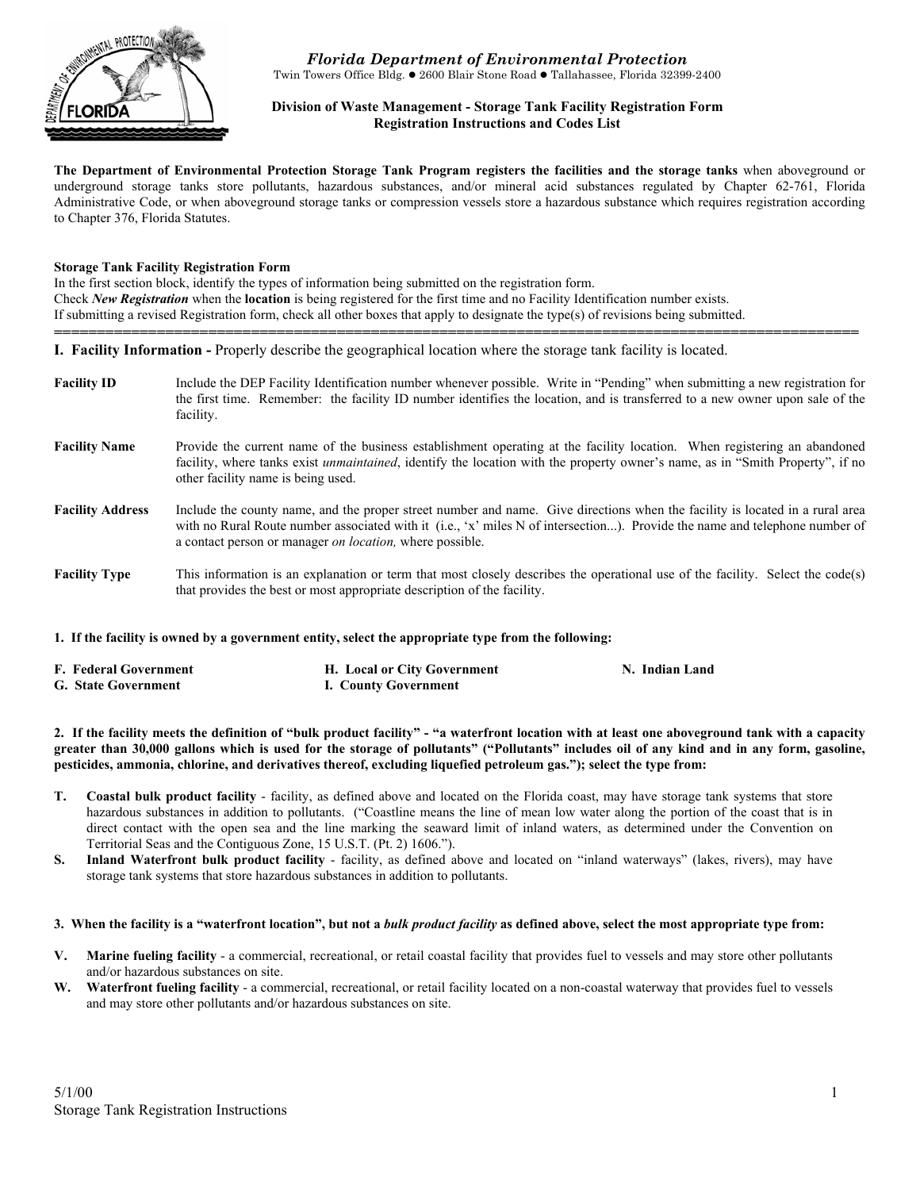# Florida Department of Environmental Protection

Twin Towers Office Bldg. ● 2600 Blair Stone Road ● Tallahassee, Florida 32399-2400

**Division of Waste Management - Storage Tank Facility Registration Form**
**Registration Instructions and Codes List**

**The Department of Environmental Protection Storage Tank Program registers the facilities and the storage tanks** when aboveground or underground storage tanks store pollutants, hazardous substances, and/or mineral acid substances regulated by Chapter 62-761, Florida Administrative Code, or when aboveground storage tanks or compression vessels store a hazardous substance which requires registration according to Chapter 376, Florida Statutes.

**Storage Tank Facility Registration Form**

In the first section block, identify the types of information being submitted on the registration form.
Check ***New Registration*** when the **location** is being registered for the first time and no Facility Identification number exists.
If submitting a revised Registration form, check all other boxes that apply to designate the type(s) of revisions being submitted.

---

## I. Facility Information - Properly describe the geographical location where the storage tank facility is located.

**Facility ID** — Include the DEP Facility Identification number whenever possible. Write in "Pending" when submitting a new registration for the first time. Remember: the facility ID number identifies the location, and is transferred to a new owner upon sale of the facility.

**Facility Name** — Provide the current name of the business establishment operating at the facility location. When registering an abandoned facility, where tanks exist *unmaintained*, identify the location with the property owner's name, as in "Smith Property", if no other facility name is being used.

**Facility Address** — Include the county name, and the proper street number and name. Give directions when the facility is located in a rural area with no Rural Route number associated with it (i.e., 'x' miles N of intersection...). Provide the name and telephone number of a contact person or manager *on location,* where possible.

**Facility Type** — This information is an explanation or term that most closely describes the operational use of the facility. Select the code(s) that provides the best or most appropriate description of the facility.

**1. If the facility is owned by a government entity, select the appropriate type from the following:**

**F. Federal Government**
**G. State Government**
**H. Local or City Government**
**I. County Government**
**N. Indian Land**

**2. If the facility meets the definition of "bulk product facility" - "a waterfront location with at least one aboveground tank with a capacity greater than 30,000 gallons which is used for the storage of pollutants" ("Pollutants" includes oil of any kind and in any form, gasoline, pesticides, ammonia, chlorine, and derivatives thereof, excluding liquefied petroleum gas."); select the type from:**

- **T. Coastal bulk product facility** - facility, as defined above and located on the Florida coast, may have storage tank systems that store hazardous substances in addition to pollutants. ("Coastline means the line of mean low water along the portion of the coast that is in direct contact with the open sea and the line marking the seaward limit of inland waters, as determined under the Convention on Territorial Seas and the Contiguous Zone, 15 U.S.T. (Pt. 2) 1606.").
- **S. Inland Waterfront bulk product facility** - facility, as defined above and located on "inland waterways" (lakes, rivers), may have storage tank systems that store hazardous substances in addition to pollutants.

**3. When the facility is a "waterfront location", but not a *bulk product facility* as defined above, select the most appropriate type from:**

- **V. Marine fueling facility** - a commercial, recreational, or retail coastal facility that provides fuel to vessels and may store other pollutants and/or hazardous substances on site.
- **W. Waterfront fueling facility** - a commercial, recreational, or retail facility located on a non-coastal waterway that provides fuel to vessels and may store other pollutants and/or hazardous substances on site.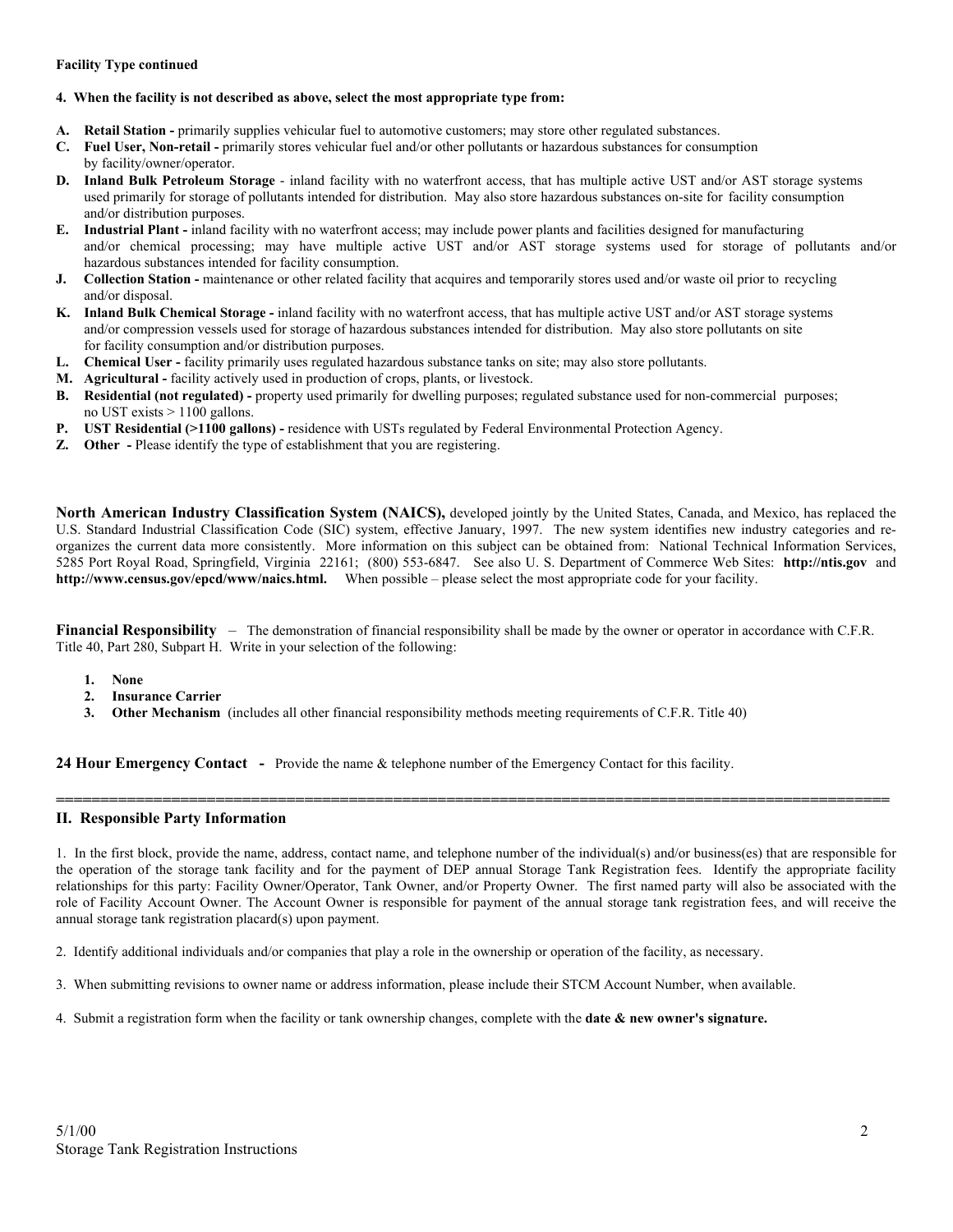**Facility Type continued**

**4. When the facility is not described as above, select the most appropriate type from:**

- **A. Retail Station -** primarily supplies vehicular fuel to automotive customers; may store other regulated substances.
- **C. Fuel User, Non-retail -** primarily stores vehicular fuel and/or other pollutants or hazardous substances for consumption by facility/owner/operator.
- **D. Inland Bulk Petroleum Storage** - inland facility with no waterfront access, that has multiple active UST and/or AST storage systems used primarily for storage of pollutants intended for distribution. May also store hazardous substances on-site for facility consumption and/or distribution purposes.
- **E. Industrial Plant -** inland facility with no waterfront access; may include power plants and facilities designed for manufacturing and/or chemical processing; may have multiple active UST and/or AST storage systems used for storage of pollutants and/or hazardous substances intended for facility consumption.
- **J. Collection Station -** maintenance or other related facility that acquires and temporarily stores used and/or waste oil prior to recycling and/or disposal.
- **K. Inland Bulk Chemical Storage -** inland facility with no waterfront access, that has multiple active UST and/or AST storage systems and/or compression vessels used for storage of hazardous substances intended for distribution. May also store pollutants on site for facility consumption and/or distribution purposes.
- **L. Chemical User -** facility primarily uses regulated hazardous substance tanks on site; may also store pollutants.
- **M. Agricultural -** facility actively used in production of crops, plants, or livestock.
- **B. Residential (not regulated) -** property used primarily for dwelling purposes; regulated substance used for non-commercial purposes; no UST exists > 1100 gallons.
- **P. UST Residential (>1100 gallons) -** residence with USTs regulated by Federal Environmental Protection Agency.
- **Z. Other -** Please identify the type of establishment that you are registering.

**North American Industry Classification System (NAICS),** developed jointly by the United States, Canada, and Mexico, has replaced the U.S. Standard Industrial Classification Code (SIC) system, effective January, 1997. The new system identifies new industry categories and re-organizes the current data more consistently. More information on this subject can be obtained from: National Technical Information Services, 5285 Port Royal Road, Springfield, Virginia 22161; (800) 553-6847. See also U. S. Department of Commerce Web Sites: **http://ntis.gov** and **http://www.census.gov/epcd/www/naics.html.** When possible – please select the most appropriate code for your facility.

**Financial Responsibility** – The demonstration of financial responsibility shall be made by the owner or operator in accordance with C.F.R. Title 40, Part 280, Subpart H. Write in your selection of the following:

1. **None**
2. **Insurance Carrier**
3. **Other Mechanism** (includes all other financial responsibility methods meeting requirements of C.F.R. Title 40)

**24 Hour Emergency Contact -** Provide the name & telephone number of the Emergency Contact for this facility.

---

## II. Responsible Party Information

1. In the first block, provide the name, address, contact name, and telephone number of the individual(s) and/or business(es) that are responsible for the operation of the storage tank facility and for the payment of DEP annual Storage Tank Registration fees. Identify the appropriate facility relationships for this party: Facility Owner/Operator, Tank Owner, and/or Property Owner. The first named party will also be associated with the role of Facility Account Owner. The Account Owner is responsible for payment of the annual storage tank registration fees, and will receive the annual storage tank registration placard(s) upon payment.

2. Identify additional individuals and/or companies that play a role in the ownership or operation of the facility, as necessary.

3. When submitting revisions to owner name or address information, please include their STCM Account Number, when available.

4. Submit a registration form when the facility or tank ownership changes, complete with the **date & new owner's signature.**

5/1/00
Storage Tank Registration Instructions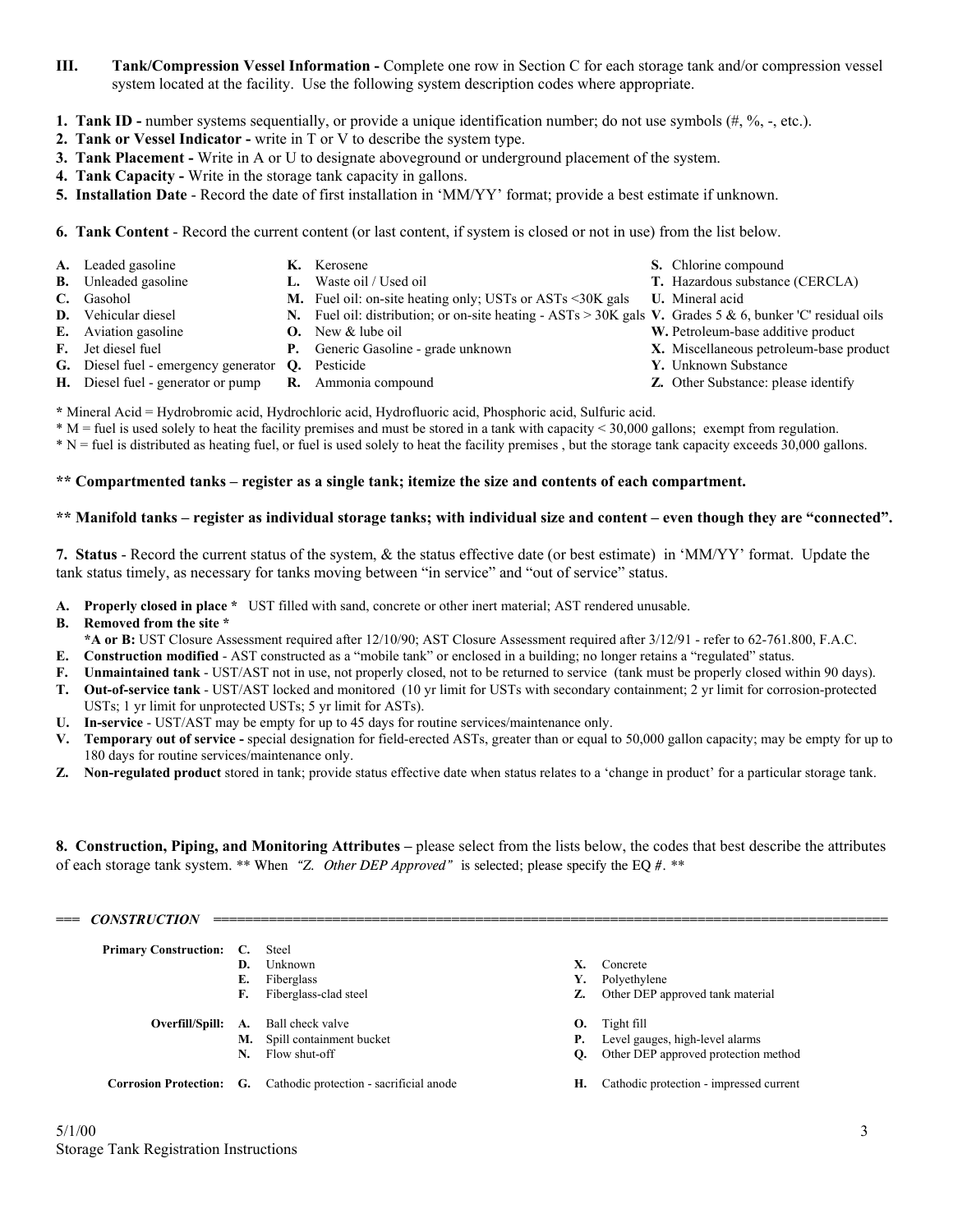**III. Tank/Compression Vessel Information -** Complete one row in Section C for each storage tank and/or compression vessel system located at the facility. Use the following system description codes where appropriate.

1. **Tank ID -** number systems sequentially, or provide a unique identification number; do not use symbols (#, %, -, etc.).
2. **Tank or Vessel Indicator -** write in T or V to describe the system type.
3. **Tank Placement -** Write in A or U to designate aboveground or underground placement of the system.
4. **Tank Capacity -** Write in the storage tank capacity in gallons.
5. **Installation Date** - Record the date of first installation in 'MM/YY' format; provide a best estimate if unknown.

6. **Tank Content** - Record the current content (or last content, if system is closed or not in use) from the list below.

- **A.** Leaded gasoline
- **B.** Unleaded gasoline
- **C.** Gasohol
- **D.** Vehicular diesel
- **E.** Aviation gasoline
- **F.** Jet diesel fuel
- **G.** Diesel fuel - emergency generator
- **H.** Diesel fuel - generator or pump
- **K.** Kerosene
- **L.** Waste oil / Used oil
- **M.** Fuel oil: on-site heating only; USTs or ASTs <30K gals
- **N.** Fuel oil: distribution; or on-site heating - ASTs > 30K gals
- **O.** New & lube oil
- **P.** Generic Gasoline - grade unknown
- **Q.** Pesticide
- **R.** Ammonia compound
- **S.** Chlorine compound
- **T.** Hazardous substance (CERCLA)
- **U.** Mineral acid
- **V.** Grades 5 & 6, bunker 'C' residual oils
- **W.** Petroleum-base additive product
- **X.** Miscellaneous petroleum-base product
- **Y.** Unknown Substance
- **Z.** Other Substance: please identify

**\*** Mineral Acid = Hydrobromic acid, Hydrochloric acid, Hydrofluoric acid, Phosphoric acid, Sulfuric acid.

\* M = fuel is used solely to heat the facility premises and must be stored in a tank with capacity < 30,000 gallons; exempt from regulation.

\* N = fuel is distributed as heating fuel, or fuel is used solely to heat the facility premises , but the storage tank capacity exceeds 30,000 gallons.

**\*\* Compartmented tanks – register as a single tank; itemize the size and contents of each compartment.**

**\*\* Manifold tanks – register as individual storage tanks; with individual size and content – even though they are "connected".**

7. **Status** - Record the current status of the system, & the status effective date (or best estimate) in 'MM/YY' format. Update the tank status timely, as necessary for tanks moving between "in service" and "out of service" status.

- **A. Properly closed in place \*** UST filled with sand, concrete or other inert material; AST rendered unusable.
- **B. Removed from the site \***
  **\*A or B:** UST Closure Assessment required after 12/10/90; AST Closure Assessment required after 3/12/91 - refer to 62-761.800, F.A.C.
- **E. Construction modified** - AST constructed as a "mobile tank" or enclosed in a building; no longer retains a "regulated" status.
- **F. Unmaintained tank** - UST/AST not in use, not properly closed, not to be returned to service (tank must be properly closed within 90 days).
- **T. Out-of-service tank** - UST/AST locked and monitored (10 yr limit for USTs with secondary containment; 2 yr limit for corrosion-protected USTs; 1 yr limit for unprotected USTs; 5 yr limit for ASTs).
- **U. In-service** - UST/AST may be empty for up to 45 days for routine services/maintenance only.
- **V. Temporary out of service -** special designation for field-erected ASTs, greater than or equal to 50,000 gallon capacity; may be empty for up to 180 days for routine services/maintenance only.
- **Z. Non-regulated product** stored in tank; provide status effective date when status relates to a 'change in product' for a particular storage tank.

8. **Construction, Piping, and Monitoring Attributes –** please select from the lists below, the codes that best describe the attributes of each storage tank system. \*\* When *"Z. Other DEP Approved"* is selected; please specify the EQ #. \*\*

**=== *CONSTRUCTION* ===**

**Primary Construction:**

- **C.** Steel
- **D.** Unknown
- **E.** Fiberglass
- **F.** Fiberglass-clad steel
- **X.** Concrete
- **Y.** Polyethylene
- **Z.** Other DEP approved tank material

**Overfill/Spill:**

- **A.** Ball check valve
- **M.** Spill containment bucket
- **N.** Flow shut-off
- **O.** Tight fill
- **P.** Level gauges, high-level alarms
- **Q.** Other DEP approved protection method

**Corrosion Protection:**

- **G.** Cathodic protection - sacrificial anode
- **H.** Cathodic protection - impressed current

5/1/00
Storage Tank Registration Instructions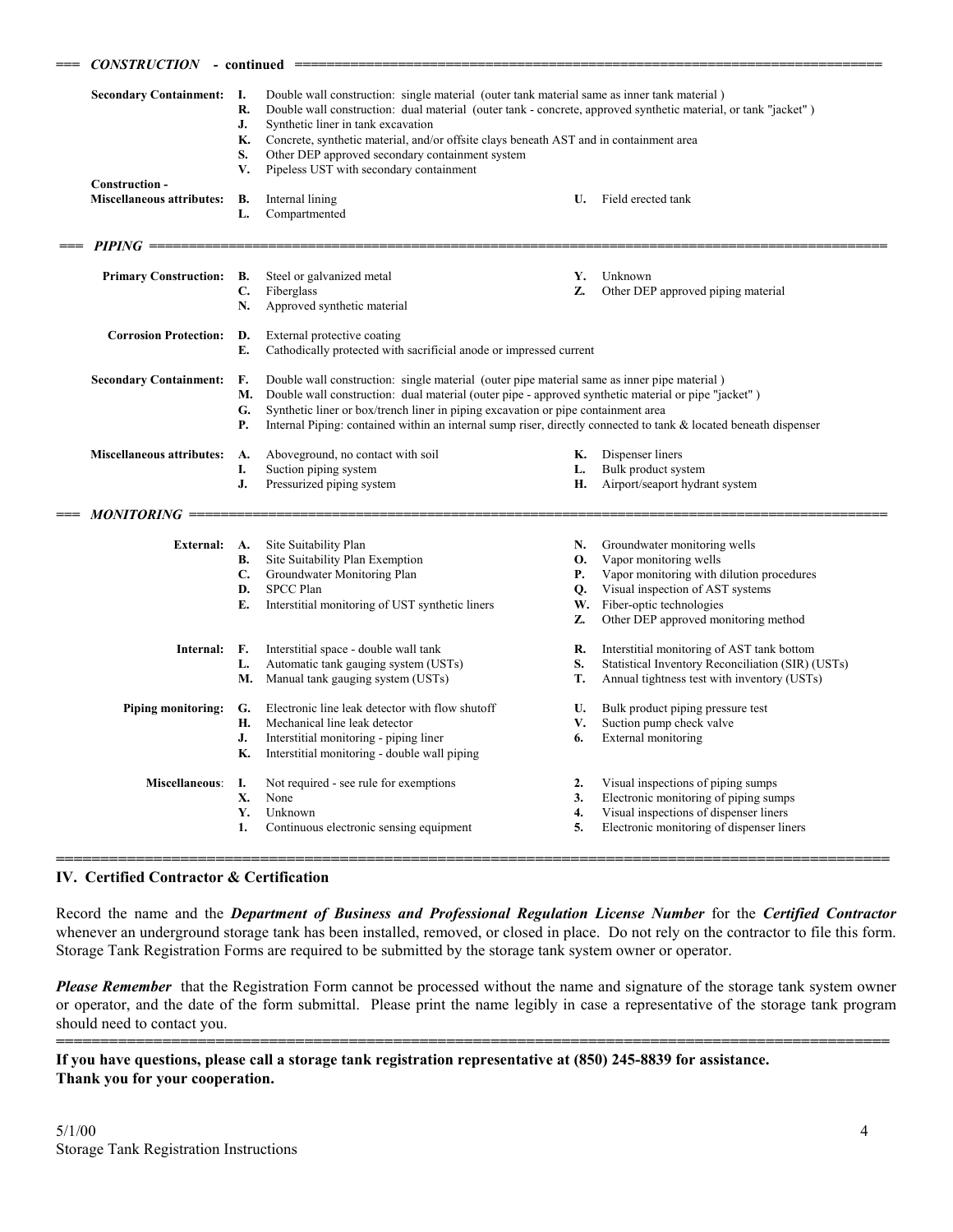=== *CONSTRUCTION* - continued ===

**Secondary Containment:**

- **I.** Double wall construction: single material (outer tank material same as inner tank material)
- **R.** Double wall construction: dual material (outer tank - concrete, approved synthetic material, or tank "jacket")
- **J.** Synthetic liner in tank excavation
- **K.** Concrete, synthetic material, and/or offsite clays beneath AST and in containment area
- **S.** Other DEP approved secondary containment system
- **V.** Pipeless UST with secondary containment

**Construction - Miscellaneous attributes:**

- **B.** Internal lining
- **L.** Compartmented
- **U.** Field erected tank

=== *PIPING* ===

**Primary Construction:**

- **B.** Steel or galvanized metal
- **C.** Fiberglass
- **N.** Approved synthetic material
- **Y.** Unknown
- **Z.** Other DEP approved piping material

**Corrosion Protection:**

- **D.** External protective coating
- **E.** Cathodically protected with sacrificial anode or impressed current

**Secondary Containment:**

- **F.** Double wall construction: single material (outer pipe material same as inner pipe material)
- **M.** Double wall construction: dual material (outer pipe - approved synthetic material or pipe "jacket")
- **G.** Synthetic liner or box/trench liner in piping excavation or pipe containment area
- **P.** Internal Piping: contained within an internal sump riser, directly connected to tank & located beneath dispenser

**Miscellaneous attributes:**

- **A.** Aboveground, no contact with soil
- **I.** Suction piping system
- **J.** Pressurized piping system
- **K.** Dispenser liners
- **L.** Bulk product system
- **H.** Airport/seaport hydrant system

=== *MONITORING* ===

**External:**

- **A.** Site Suitability Plan
- **B.** Site Suitability Plan Exemption
- **C.** Groundwater Monitoring Plan
- **D.** SPCC Plan
- **E.** Interstitial monitoring of UST synthetic liners
- **N.** Groundwater monitoring wells
- **O.** Vapor monitoring wells
- **P.** Vapor monitoring with dilution procedures
- **Q.** Visual inspection of AST systems
- **W.** Fiber-optic technologies
- **Z.** Other DEP approved monitoring method

**Internal:**

- **F.** Interstitial space - double wall tank
- **L.** Automatic tank gauging system (USTs)
- **M.** Manual tank gauging system (USTs)
- **R.** Interstitial monitoring of AST tank bottom
- **S.** Statistical Inventory Reconciliation (SIR) (USTs)
- **T.** Annual tightness test with inventory (USTs)

**Piping monitoring:**

- **G.** Electronic line leak detector with flow shutoff
- **H.** Mechanical line leak detector
- **J.** Interstitial monitoring - piping liner
- **K.** Interstitial monitoring - double wall piping
- **U.** Bulk product piping pressure test
- **V.** Suction pump check valve
- **6.** External monitoring

**Miscellaneous:**

- **I.** Not required - see rule for exemptions
- **X.** None
- **Y.** Unknown
- **1.** Continuous electronic sensing equipment
- **2.** Visual inspections of piping sumps
- **3.** Electronic monitoring of piping sumps
- **4.** Visual inspections of dispenser liners
- **5.** Electronic monitoring of dispenser liners

## IV. Certified Contractor & Certification

Record the name and the ***Department of Business and Professional Regulation License Number*** for the ***Certified Contractor*** whenever an underground storage tank has been installed, removed, or closed in place. Do not rely on the contractor to file this form. Storage Tank Registration Forms are required to be submitted by the storage tank system owner or operator.

***Please Remember*** that the Registration Form cannot be processed without the name and signature of the storage tank system owner or operator, and the date of the form submittal. Please print the name legibly in case a representative of the storage tank program should need to contact you.

**If you have questions, please call a storage tank registration representative at (850) 245-8839 for assistance.**
**Thank you for your cooperation.**

5/1/00
Storage Tank Registration Instructions